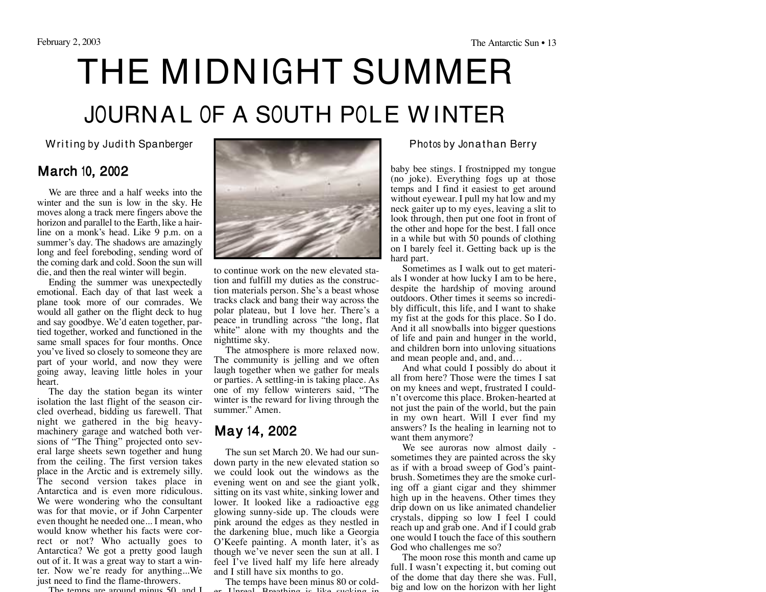# THE MIDNIGHT SUMMER

## JOURNAL OF A SOUTH POLE WINTER

Writing by Judith Spanberger

Photos by Jonathan Berry

### March 10, 2002

We are three and a half weeks into the winter and the sun is low in the sky. He moves along a track mere fingers above the horizon and parallel to the Earth, like a hairline on a monk's head. Like 9 p.m. on a summer's day. The shadows are amazingly long and feel foreboding, sending word of the coming dark and cold. Soon the sun will die, and then the real winter will begin.

Ending the summer was unexpectedly emotional. Each day of that last week a plane took more of our comrades. We would all gather on the flight deck to hug and say goodbye. We'd eaten together, partied together, worked and functioned in the same small spaces for four months. Once you've lived so closely to someone they are part of your world, and now they were going away, leaving little holes in your heart.

The day the station began its winter isolation the last flight of the season circled overhead, bidding us farewell. That night we gathered in the big heavy-machinery garage and watched both versions of "The Thing" projected onto several large sheets sewn together and hung from the ceiling. The first version takes place in the Arctic and is extremely silly. The second version takes place in Antarctica and is even more ridiculous. We were wondering who the consultant was for that movie, or if John Carpenter even thought he needed one... I mean, who would know whether his facts were correct or not? Who actually goes to Antarctica? We got a pretty good laugh out of it. It was a great way to start a winter. Now we're ready for anything...We just need to find the flame-throwers.

The temps are around minus 50, and I

to continue work on the new elevated station and fulfill my duties as the construction materials person. She's a beast whose tracks clack and bang their way across the polar plateau, but I love her. There's a peace in trundling across "the long, flat white" alone with my thoughts and the nighttime sky.

The atmosphere is more relaxed now. The community is jelling and we often laugh together when we gather for meals or parties. A settling-in is taking place. As one of my fellow winterers said, "The winter is the reward for living through the summer." Amen.

### May 14, 2002

The sun set March 20. We had our sundown party in the new elevated station so we could look out the windows as the evening went on and see the giant yolk, sitting on its vast white, sinking lower and lower. It looked like a radioactive egg glowing sunny-side up. The clouds were pink around the edges as they nestled in the darkening blue, much like a Georgia O'Keefe painting. A month later, it's as though we've never seen the sun at all. I feel I've lived half my life here already and I still have six months to go.

The temps have been minus 80 or colder. Unreal. Breathing is like sucking in

baby bee stings. I frostnipped my tongue (no joke). Everything fogs up at those temps and I find it easiest to get around without eyewear. I pull my hat low and my neck gaiter up to my eyes, leaving a slit to look through, then put one foot in front of the other and hope for the best. I fall once in a while but with 50 pounds of clothing on I barely feel it. Getting back up is the hard part.

Sometimes as I walk out to get materials I wonder at how lucky I am to be here, despite the hardship of moving around outdoors. Other times it seems so incredibly difficult, this life, and I want to shake my fist at the gods for this place. So I do. And it all snowballs into bigger questions of life and pain and hunger in the world, and children born into unloving situations and mean people and, and, and…

And what could I possibly do about it all from here? Those were the times I sat on my knees and wept, frustrated I couldn't overcome this place. Broken-hearted at not just the pain of the world, but the pain in my own heart. Will I ever find my answers? Is the healing in learning not to want them anymore?

We see auroras now almost daily - sometimes they are painted across the sky as if with a broad sweep of God's paintbrush. Sometimes they are the smoke curling off a giant cigar and they shimmer high up in the heavens. Other times they drip down on us like animated chandelier crystals, dipping so low I feel I could reach up and grab one. And if I could grab one would I touch the face of this southern God who challenges me so?

The moon rose this month and came up full. I wasn't expecting it, but coming out of the dome that day there she was. Full, big and low on the horizon with her light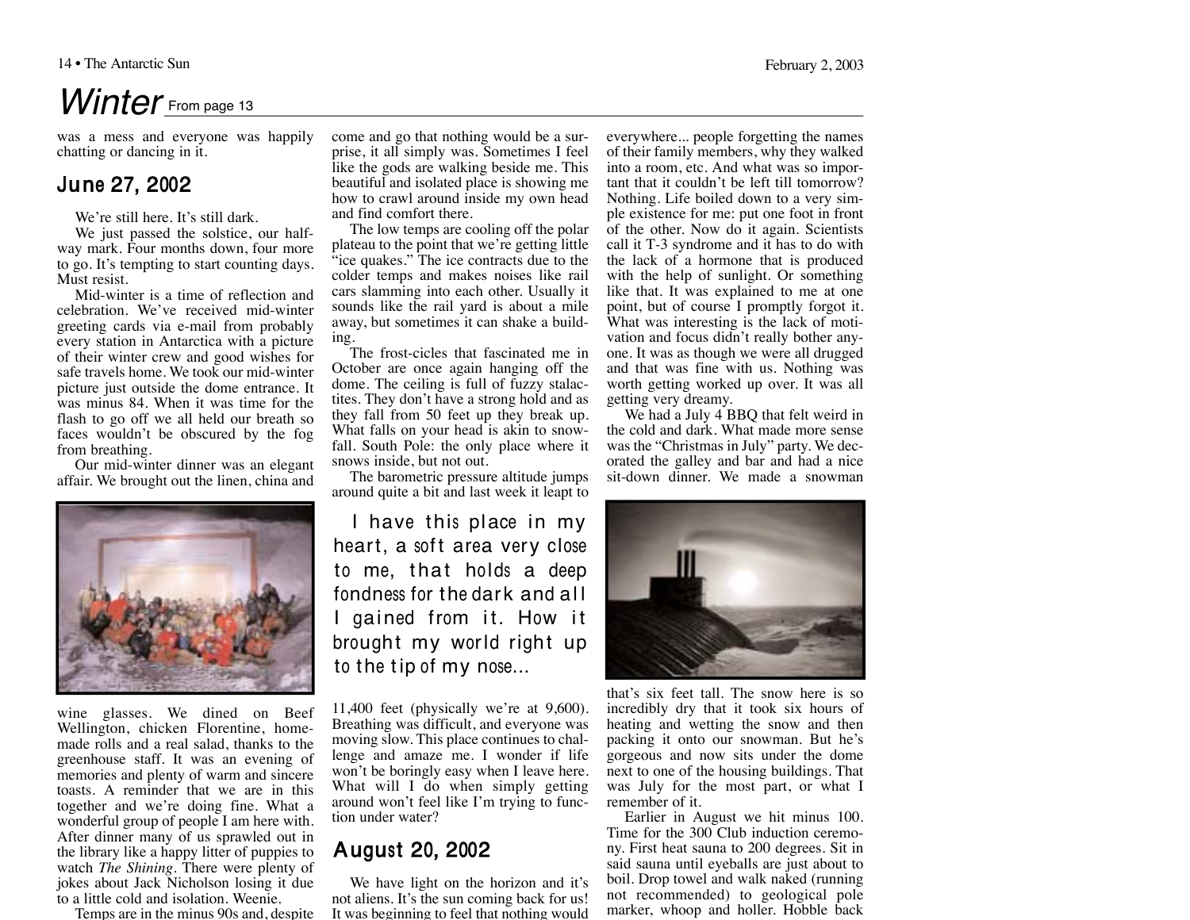# Winter From page 13

was a mess and everyone was happily chatting or dancing in it.

## June 27, 2002

We're still here. It's still dark.

We just passed the solstice, our halfway mark. Four months down, four more to go. It's tempting to start counting days. Must resist.

Mid-winter is a time of reflection and celebration. We've received mid-winter greeting cards via e-mail from probably every station in Antarctica with a picture of their winter crew and good wishes for safe travels home. We took our mid-winter picture just outside the dome entrance. It was minus 84. When it was time for the flash to go off we all held our breath so faces wouldn't be obscured by the fog from breathing.

Our mid-winter dinner was an elegant affair. We brought out the linen, china and wine glasses. We dined on Beef Wellington, chicken Florentine, homemade rolls and a real salad, thanks to the greenhouse staff. It was an evening of memories and plenty of warm and sincere toasts. A reminder that we are in this together and we're doing fine. What a wonderful group of people I am here with. After dinner many of us sprawled out in the library like a happy litter of puppies to watch *The Shining*. There were plenty of jokes about Jack Nicholson losing it due to a little cold and isolation. Weenie.

Temps are in the minus 90s and, despite come and go that nothing would be a surprise, it all simply was. Sometimes I feel like the gods are walking beside me. This beautiful and isolated place is showing me how to crawl around inside my own head and find comfort there.

The low temps are cooling off the polar plateau to the point that we're getting little "ice quakes." The ice contracts due to the colder temps and makes noises like rail cars slamming into each other. Usually it sounds like the rail yard is about a mile away, but sometimes it can shake a building.

The frost-cicles that fascinated me in October are once again hanging off the dome. The ceiling is full of fuzzy stalactites. They don't have a strong hold and as they fall from 50 feet up they break up. What falls on your head is akin to snowfall. South Pole: the only place where it snows inside, but not out.

The barometric pressure altitude jumps around quite a bit and last week it leapt to 11,400 feet (physically we're at 9,600). Breathing was difficult, and everyone was moving slow. This place continues to challenge and amaze me. I wonder if life won't be boringly easy when I leave here. What will I do when simply getting around won't feel like I'm trying to function under water?

> I have this place in my heart, a soft area very close to me, that holds a deep fondness for the dark and all I gained from it. How it brought my world right up to the tip of my nose...

## August 20, 2002

We have light on the horizon and it's not aliens. It's the sun coming back for us! It was beginning to feel that nothing would everywhere... people forgetting the names of their family members, why they walked into a room, etc. And what was so important that it couldn't be left till tomorrow? Nothing. Life boiled down to a very simple existence for me: put one foot in front of the other. Now do it again. Scientists call it T-3 syndrome and it has to do with the lack of a hormone that is produced with the help of sunlight. Or something like that. It was explained to me at one point, but of course I promptly forgot it. What was interesting is the lack of motivation and focus didn't really bother anyone. It was as though we were all drugged and that was fine with us. Nothing was worth getting worked up over. It was all getting very dreamy.

We had a July 4 BBQ that felt weird in the cold and dark. What made more sense was the "Christmas in July" party. We decorated the galley and bar and had a nice sit-down dinner. We made a snowman that's six feet tall. The snow here is so incredibly dry that it took six hours of heating and wetting the snow and then packing it onto our snowman. But he's gorgeous and now sits under the dome next to one of the housing buildings. That was July for the most part, or what I remember of it.

Earlier in August we hit minus 100. Time for the 300 Club induction ceremony. First heat sauna to 200 degrees. Sit in said sauna until eyeballs are just about to boil. Drop towel and walk naked (running not recommended) to geological pole marker, whoop and holler. Hobble back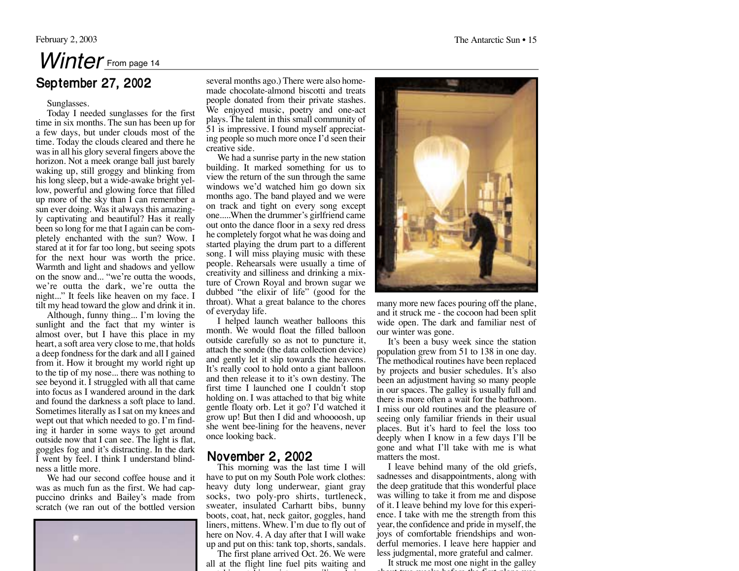# Winter From page 14

## September 27, 2002

Sunglasses.

Today I needed sunglasses for the first time in six months. The sun has been up for a few days, but under clouds most of the time. Today the clouds cleared and there he was in all his glory several fingers above the horizon. Not a meek orange ball just barely waking up, still groggy and blinking from his long sleep, but a wide-awake bright yellow, powerful and glowing force that filled up more of the sky than I can remember a sun ever doing. Was it always this amazingly captivating and beautiful? Has it really been so long for me that I again can be completely enchanted with the sun? Wow. I stared at it for far too long, but seeing spots for the next hour was worth the price. Warmth and light and shadows and yellow on the snow and... "we're outta the woods, we're outta the dark, we're outta the night..." It feels like heaven on my face. I tilt my head toward the glow and drink it in.

Although, funny thing... I'm loving the sunlight and the fact that my winter is almost over, but I have this place in my heart, a soft area very close to me, that holds a deep fondness for the dark and all I gained from it. How it brought my world right up to the tip of my nose... there was nothing to see beyond it. I struggled with all that came into focus as I wandered around in the dark and found the darkness a soft place to land. Sometimes literally as I sat on my knees and wept out that which needed to go. I'm finding it harder in some ways to get around outside now that I can see. The light is flat, goggles fog and it's distracting. In the dark I went by feel. I think I understand blindness a little more.

We had our second coffee house and it was as much fun as the first. We had cappuccino drinks and Bailey's made from scratch (we ran out of the bottled version several months ago.) There were also homemade chocolate-almond biscotti and treats people donated from their private stashes. We enjoyed music, poetry and one-act plays. The talent in this small community of 51 is impressive. I found myself appreciating people so much more once I'd seen their creative side.

We had a sunrise party in the new station building. It marked something for us to view the return of the sun through the same windows we'd watched him go down six months ago. The band played and we were on track and tight on every song except one.....When the drummer's girlfriend came out onto the dance floor in a sexy red dress he completely forgot what he was doing and started playing the drum part to a different song. I will miss playing music with these people. Rehearsals were usually a time of creativity and silliness and drinking a mixture of Crown Royal and brown sugar we dubbed "the elixir of life" (good for the throat). What a great balance to the chores of everyday life.

I helped launch weather balloons this month. We would float the filled balloon outside carefully so as not to puncture it, attach the sonde (the data collection device) and gently let it slip towards the heavens. It's really cool to hold onto a giant balloon and then release it to it's own destiny. The first time I launched one I couldn't stop holding on. I was attached to that big white gentle floaty orb. Let it go? I'd watched it grow up! But then I did and whoooosh, up she went bee-lining for the heavens, never once looking back.

## November 2, 2002

This morning was the last time I will have to put on my South Pole work clothes: heavy duty long underwear, giant gray socks, two poly-pro shirts, turtleneck, sweater, insulated Carhartt bibs, bunny boots, coat, hat, neck gaitor, goggles, hand liners, mittens. Whew. I'm due to fly out of here on Nov. 4. A day after that I will wake up and put on this: tank top, shorts, sandals.

The first plane arrived Oct. 26. We were all at the flight line fuel pits waiting and

many more new faces pouring off the plane, and it struck me - the cocoon had been split wide open. The dark and familiar nest of our winter was gone.

It's been a busy week since the station population grew from 51 to 138 in one day. The methodical routines have been replaced by projects and busier schedules. It's also been an adjustment having so many people in our spaces. The galley is usually full and there is more often a wait for the bathroom. I miss our old routines and the pleasure of seeing only familiar friends in their usual places. But it's hard to feel the loss too deeply when I know in a few days I'll be gone and what I'll take with me is what matters the most.

I leave behind many of the old griefs, sadnesses and disappointments, along with the deep gratitude that this wonderful place was willing to take it from me and dispose of it. I leave behind my love for this experience. I take with me the strength from this year, the confidence and pride in myself, the joys of comfortable friendships and wonderful memories. I leave here happier and less judgmental, more grateful and calmer.

It struck me most one night in the galley